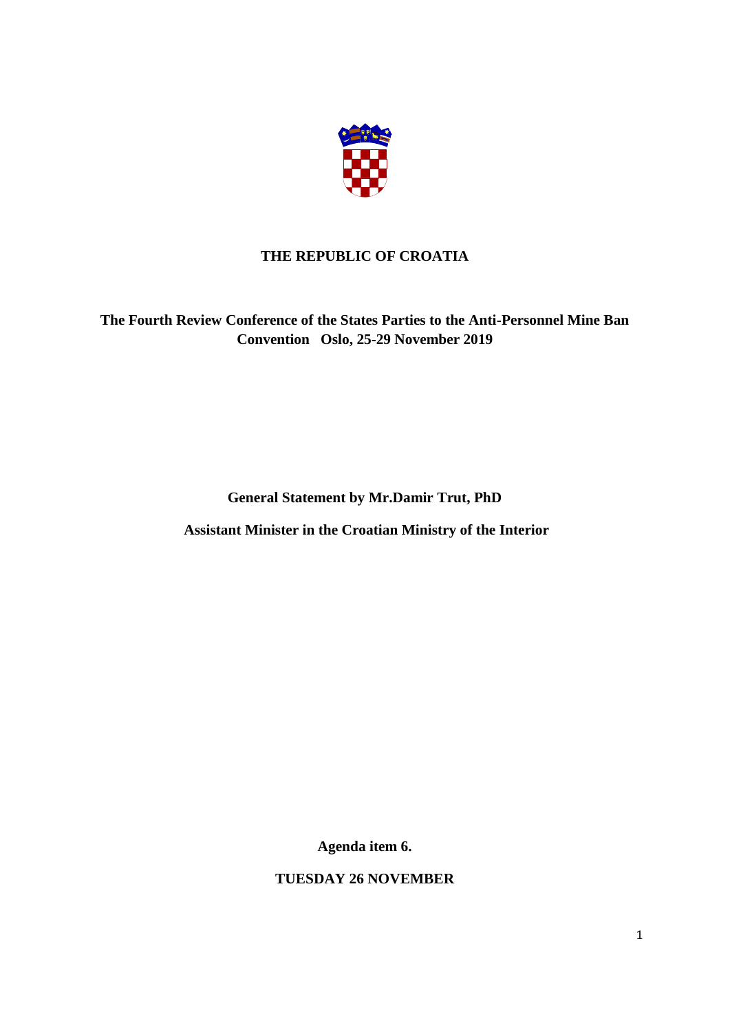**THE REPUBLIC OF CROATIA**

**The Fourth Review Conference of the States Parties to the Anti-Personnel Mine Ban Convention Oslo, 25-29 November 2019**

**General Statement by Mr.Damir Trut, PhD**

**Assistant Minister in the Croatian Ministry of the Interior**

**Agenda item 6.**

**TUESDAY 26 NOVEMBER**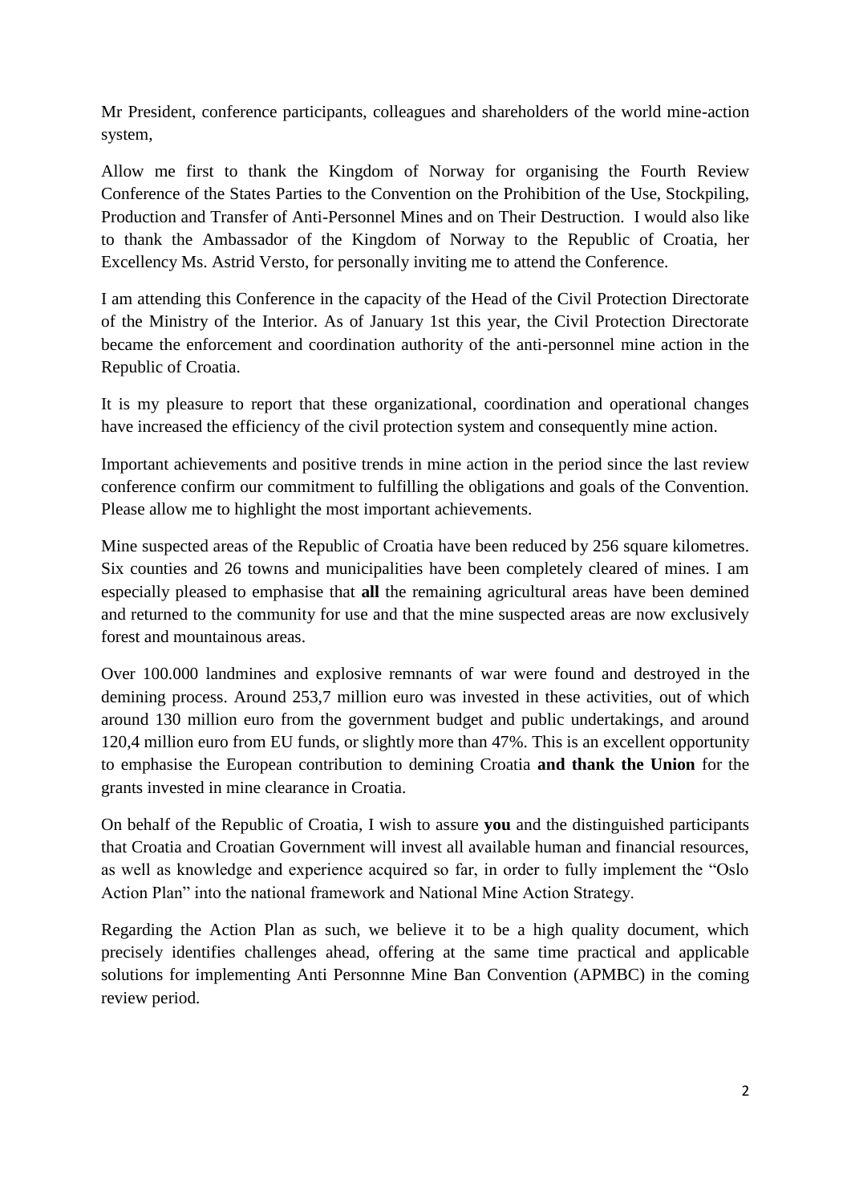Mr President, conference participants, colleagues and shareholders of the world mine-action system,

Allow me first to thank the Kingdom of Norway for organising the Fourth Review Conference of the States Parties to the Convention on the Prohibition of the Use, Stockpiling, Production and Transfer of Anti-Personnel Mines and on Their Destruction. I would also like to thank the Ambassador of the Kingdom of Norway to the Republic of Croatia, her Excellency Ms. Astrid Versto, for personally inviting me to attend the Conference.

I am attending this Conference in the capacity of the Head of the Civil Protection Directorate of the Ministry of the Interior. As of January 1st this year, the Civil Protection Directorate became the enforcement and coordination authority of the anti-personnel mine action in the Republic of Croatia.

It is my pleasure to report that these organizational, coordination and operational changes have increased the efficiency of the civil protection system and consequently mine action.

Important achievements and positive trends in mine action in the period since the last review conference confirm our commitment to fulfilling the obligations and goals of the Convention. Please allow me to highlight the most important achievements.

Mine suspected areas of the Republic of Croatia have been reduced by 256 square kilometres. Six counties and 26 towns and municipalities have been completely cleared of mines. I am especially pleased to emphasise that **all** the remaining agricultural areas have been demined and returned to the community for use and that the mine suspected areas are now exclusively forest and mountainous areas.

Over 100.000 landmines and explosive remnants of war were found and destroyed in the demining process. Around 253,7 million euro was invested in these activities, out of which around 130 million euro from the government budget and public undertakings, and around 120,4 million euro from EU funds, or slightly more than 47%. This is an excellent opportunity to emphasise the European contribution to demining Croatia **and thank the Union** for the grants invested in mine clearance in Croatia.

On behalf of the Republic of Croatia, I wish to assure **you** and the distinguished participants that Croatia and Croatian Government will invest all available human and financial resources, as well as knowledge and experience acquired so far, in order to fully implement the "Oslo Action Plan" into the national framework and National Mine Action Strategy.

Regarding the Action Plan as such, we believe it to be a high quality document, which precisely identifies challenges ahead, offering at the same time practical and applicable solutions for implementing Anti Personnne Mine Ban Convention (APMBC) in the coming review period.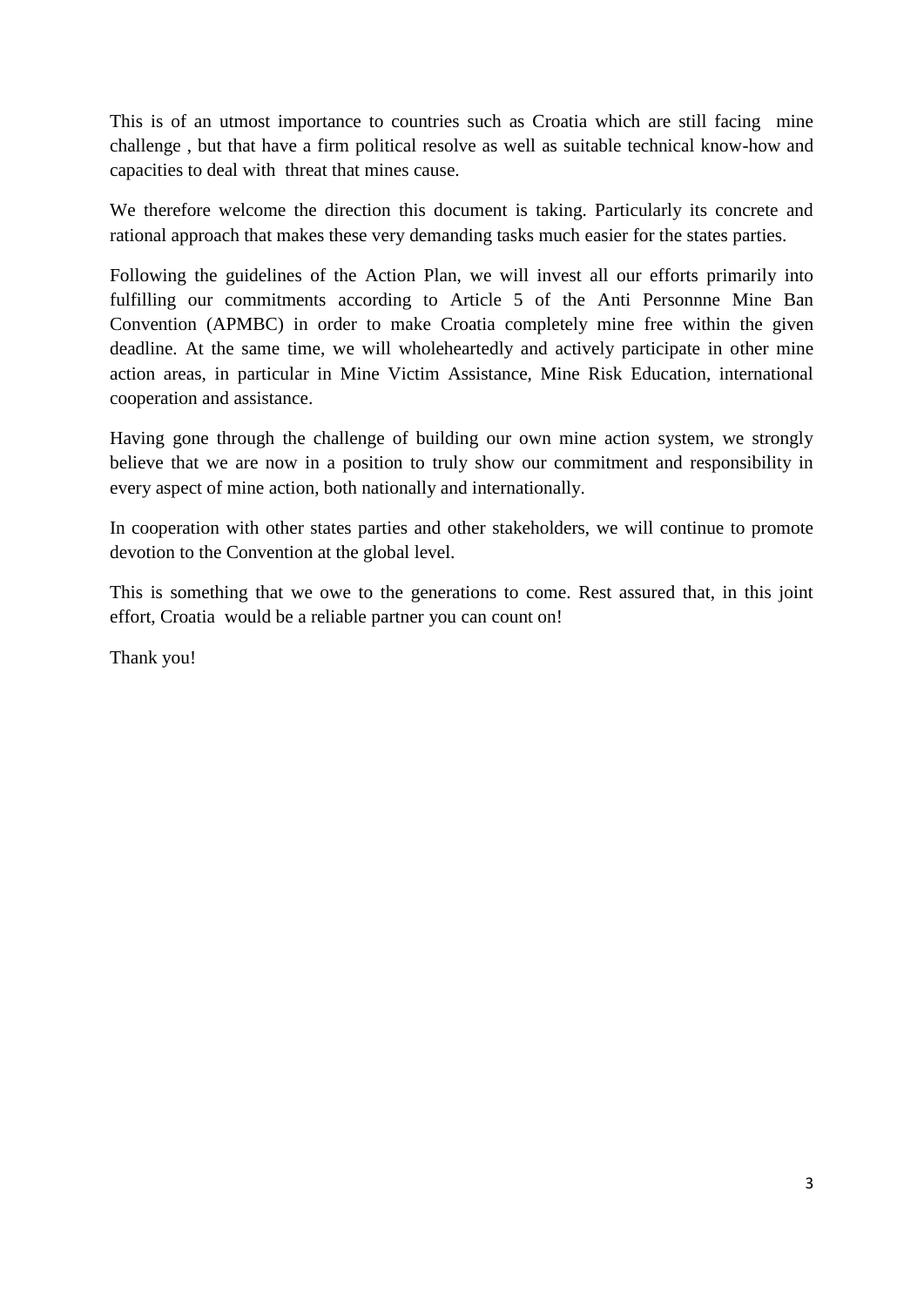This is of an utmost importance to countries such as Croatia which are still facing mine challenge , but that have a firm political resolve as well as suitable technical know-how and capacities to deal with threat that mines cause.

We therefore welcome the direction this document is taking. Particularly its concrete and rational approach that makes these very demanding tasks much easier for the states parties.

Following the guidelines of the Action Plan, we will invest all our efforts primarily into fulfilling our commitments according to Article 5 of the Anti Personnne Mine Ban Convention (APMBC) in order to make Croatia completely mine free within the given deadline. At the same time, we will wholeheartedly and actively participate in other mine action areas, in particular in Mine Victim Assistance, Mine Risk Education, international cooperation and assistance.

Having gone through the challenge of building our own mine action system, we strongly believe that we are now in a position to truly show our commitment and responsibility in every aspect of mine action, both nationally and internationally.

In cooperation with other states parties and other stakeholders, we will continue to promote devotion to the Convention at the global level.

This is something that we owe to the generations to come. Rest assured that, in this joint effort, Croatia would be a reliable partner you can count on!

Thank you!